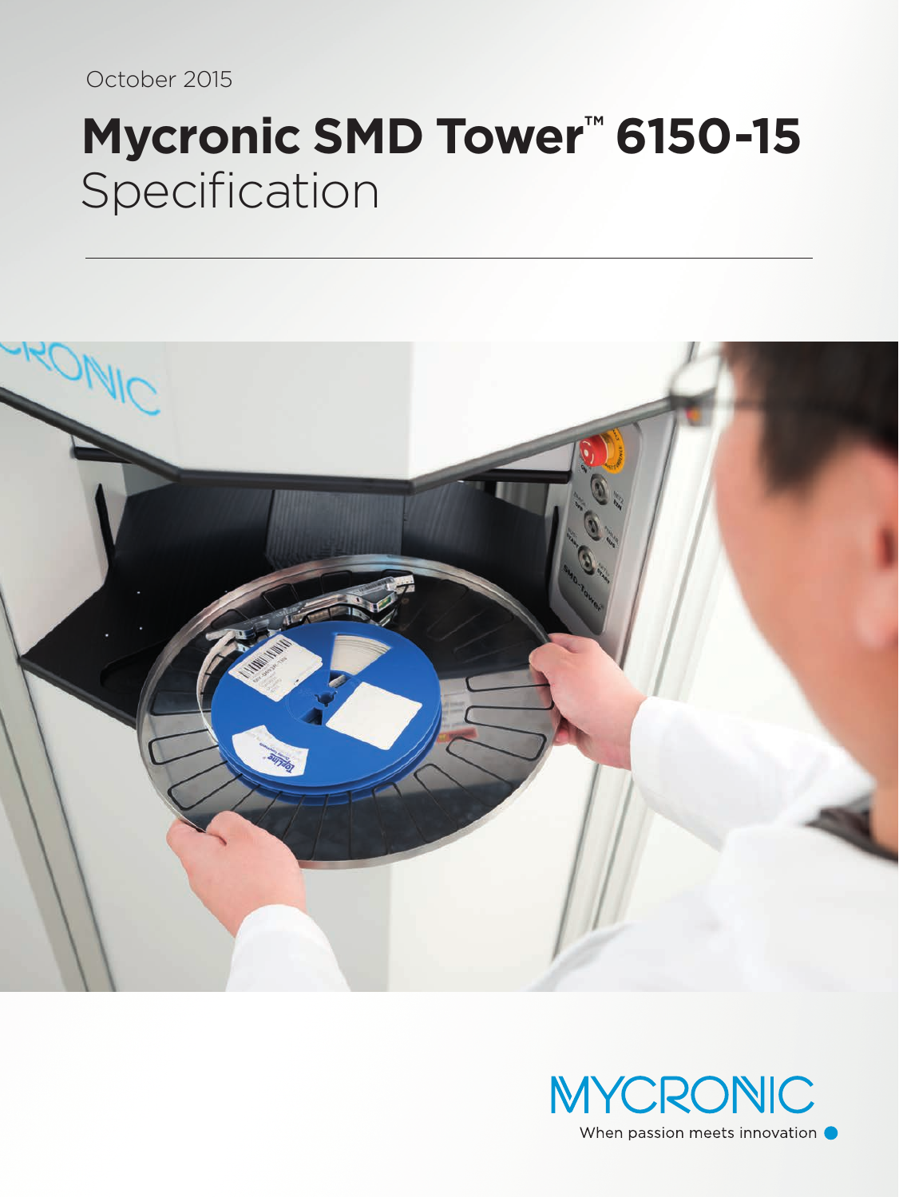October 2015

# Mycronic SMD Tower™ 6150-15
Specification

MYCRONIC
When passion meets innovation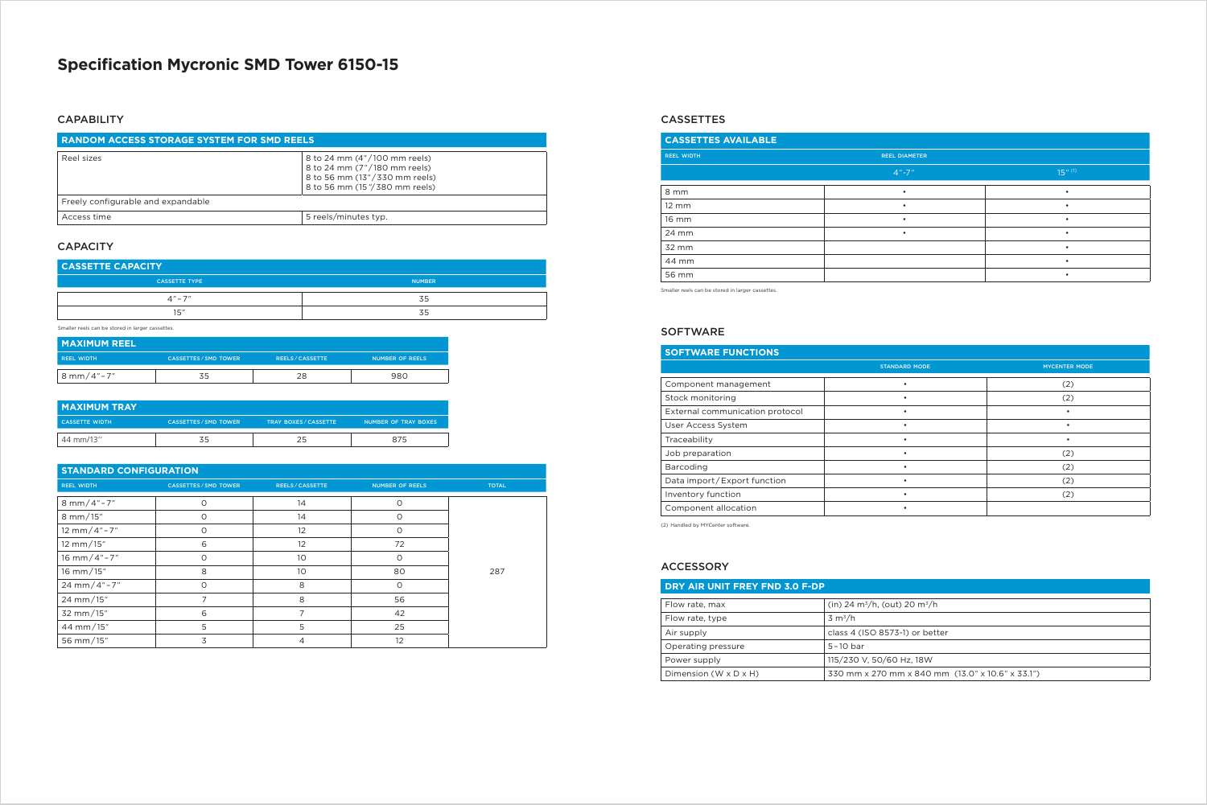# Specification Mycronic SMD Tower 6150-15

## CAPABILITY

| RANDOM ACCESS STORAGE SYSTEM FOR SMD REELS | |
|---|---|
| Reel sizes | 8 to 24 mm (4"/100 mm reels)<br>8 to 24 mm (7"/180 mm reels)<br>8 to 56 mm (13"/330 mm reels)<br>8 to 56 mm (15"/380 mm reels) |
| Freely configurable and expandable | |
| Access time | 5 reels/minutes typ. |

## CAPACITY

| CASSETTE CAPACITY | |
|---|---|
| CASSETTE TYPE | NUMBER |
| 4"–7" | 35 |
| 15" | 35 |

Smaller reels can be stored in larger cassettes.

| MAXIMUM REEL | | | |
|---|---|---|---|
| REEL WIDTH | CASSETTES/SMD TOWER | REELS/CASSETTE | NUMBER OF REELS |
| 8 mm/4"–7" | 35 | 28 | 980 |

| MAXIMUM TRAY | | | |
|---|---|---|---|
| CASSETTE WIDTH | CASSETTES/SMD TOWER | TRAY BOXES/CASSETTE | NUMBER OF TRAY BOXES |
| 44 mm/13" | 35 | 25 | 875 |

| STANDARD CONFIGURATION | | | | |
|---|---|---|---|---|
| REEL WIDTH | CASSETTES/SMD TOWER | REELS/CASSETTE | NUMBER OF REELS | TOTAL |
| 8 mm/4"–7" | 0 | 14 | 0 | 287 |
| 8 mm/15" | 0 | 14 | 0 | |
| 12 mm/4"–7" | 0 | 12 | 0 | |
| 12 mm/15" | 6 | 12 | 72 | |
| 16 mm/4"–7" | 0 | 10 | 0 | |
| 16 mm/15" | 8 | 10 | 80 | |
| 24 mm/4"–7" | 0 | 8 | 0 | |
| 24 mm/15" | 7 | 8 | 56 | |
| 32 mm/15" | 6 | 7 | 42 | |
| 44 mm/15" | 5 | 5 | 25 | |
| 56 mm/15" | 3 | 4 | 12 | |

## CASSETTES

| CASSETTES AVAILABLE | | |
|---|---|---|
| REEL WIDTH | REEL DIAMETER | |
| | 4"-7" | 15" (1) |
| 8 mm | • | • |
| 12 mm | • | • |
| 16 mm | • | • |
| 24 mm | • | • |
| 32 mm | | • |
| 44 mm | | • |
| 56 mm | | • |

Smaller reels can be stored in larger cassettes.

## SOFTWARE

| SOFTWARE FUNCTIONS | | |
|---|---|---|
| | STANDARD MODE | MYCENTER MODE |
| Component management | • | (2) |
| Stock monitoring | • | (2) |
| External communication protocol | • | • |
| User Access System | • | • |
| Traceability | • | • |
| Job preparation | • | (2) |
| Barcoding | • | (2) |
| Data import/Export function | • | (2) |
| Inventory function | • | (2) |
| Component allocation | • | |

(2) Handled by MYCenter software.

## ACCESSORY

| DRY AIR UNIT FREY FND 3.0 F-DP | |
|---|---|
| Flow rate, max | (in) 24 $m^3/h$, (out) 20 $m^3/h$ |
| Flow rate, type | 3 $m^3/h$ |
| Air supply | class 4 (ISO 8573-1) or better |
| Operating pressure | 5–10 bar |
| Power supply | 115/230 V, 50/60 Hz, 18W |
| Dimension (W x D x H) | 330 mm x 270 mm x 840 mm (13.0" x 10.6" x 33.1") |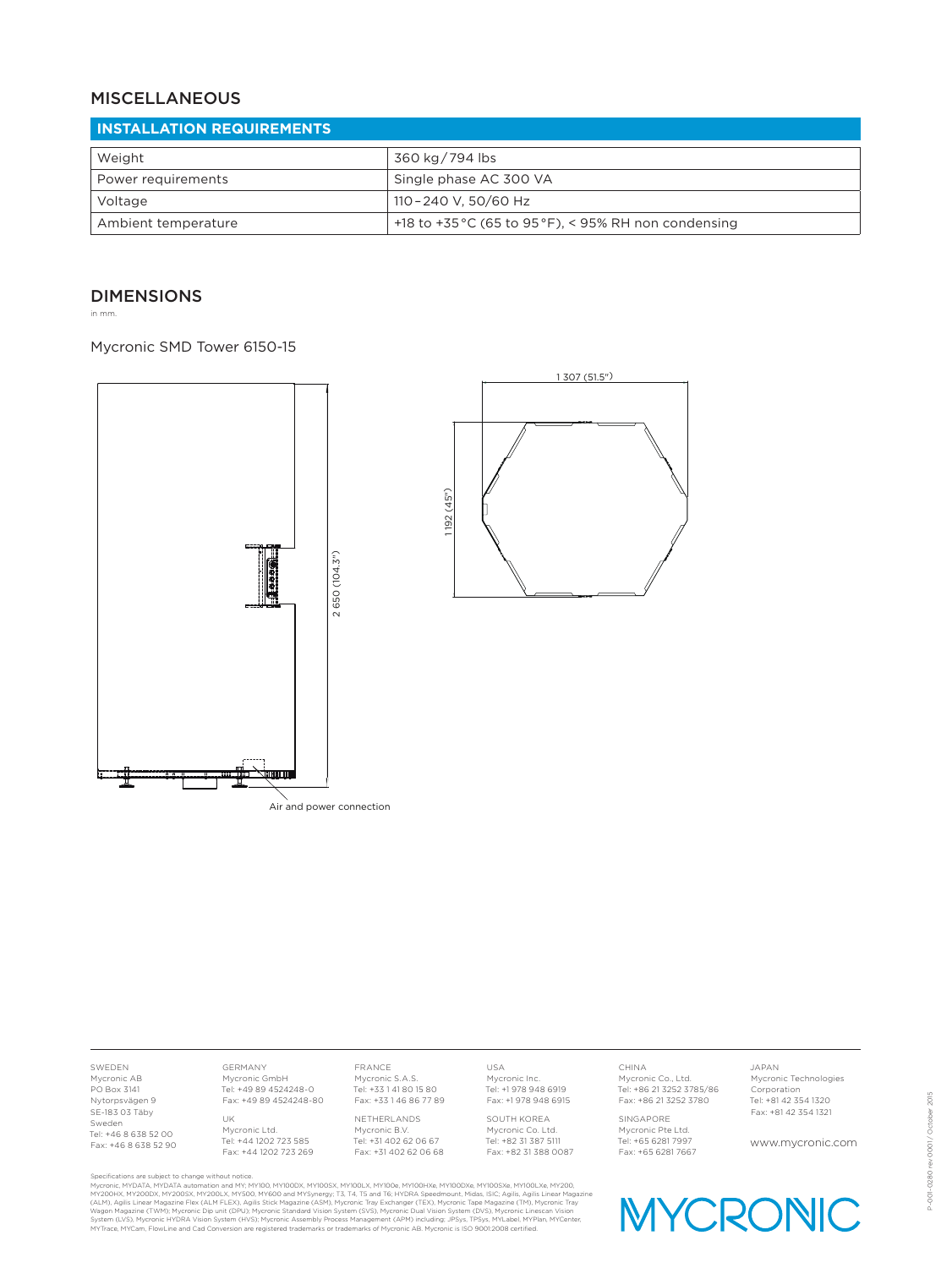## MISCELLANEOUS

| INSTALLATION REQUIREMENTS | |
|---|---|
| Weight | 360 kg / 794 lbs |
| Power requirements | Single phase AC 300 VA |
| Voltage | 110 – 240 V, 50/60 Hz |
| Ambient temperature | +18 to +35 °C (65 to 95 °F), < 95% RH non condensing |

## DIMENSIONS

in mm.

Mycronic SMD Tower 6150-15

2 650 (104.3")

1 307 (51.5")

1 192 (45")

Air and power connection

SWEDEN
Mycronic AB
PO Box 3141
Nytorpsvägen 9
SE-183 03 Täby
Sweden
Tel: +46 8 638 52 00
Fax: +46 8 638 52 90

GERMANY
Mycronic GmbH
Tel: +49 89 4524248-0
Fax: +49 89 4524248-80

UK
Mycronic Ltd.
Tel: +44 1202 723 585
Fax: +44 1202 723 269

FRANCE
Mycronic S.A.S.
Tel: +33 1 41 80 15 80
Fax: +33 1 46 86 77 89

NETHERLANDS
Mycronic B.V.
Tel: +31 402 62 06 67
Fax: +31 402 62 06 68

USA
Mycronic Inc.
Tel: +1 978 948 6919
Fax: +1 978 948 6915

SOUTH KOREA
Mycronic Co. Ltd.
Tel: +82 31 387 5111
Fax: +82 31 388 0087

CHINA
Mycronic Co., Ltd.
Tel: +86 21 3252 3785/86
Fax: +86 21 3252 3780

SINGAPORE
Mycronic Pte Ltd.
Tel: +65 6281 7997
Fax: +65 6281 7667

JAPAN
Mycronic Technologies Corporation
Tel: +81 42 354 1320
Fax: +81 42 354 1321

www.mycronic.com

Specifications are subject to change without notice.
Mycronic, MYDATA, MYDATA automation and MY; MY100, MY100DX, MY100SX, MY100LX, MY100e, MY100HXe, MY100DXe, MY100SXe, MY100LXe, MY200, MY200HX, MY200DX, MY200SX, MY200LX, MY500, MY600 and MYSynergy; T3, T4, T5 and T6; HYDRA Speedmount, Midas, ISIC; Agilis, Agilis Linear Magazine (ALM), Agilis Linear Magazine Flex (ALM FLEX), Agilis Stick Magazine (ASM), Mycronic Tray Exchanger (TEX), Mycronic Tape Magazine (TM), Mycronic Tray Wagon Magazine (TWM); Mycronic Dip unit (DPU); Mycronic Standard Vision System (SVS), Mycronic Dual Vision System (DVS), Mycronic Linescan Vision System (LVS), Mycronic HYDRA Vision System (HVS); Mycronic Assembly Process Management (APM) including; JPSys, TPSys, MYLabel, MYPlan, MYCenter, MYTrace, MYCam, FlowLine and Cad Conversion are registered trademarks or trademarks of Mycronic AB. Mycronic is ISO 9001:2008 certified.

MYCRONIC

P-001-0280 rev 0001 / October 2015